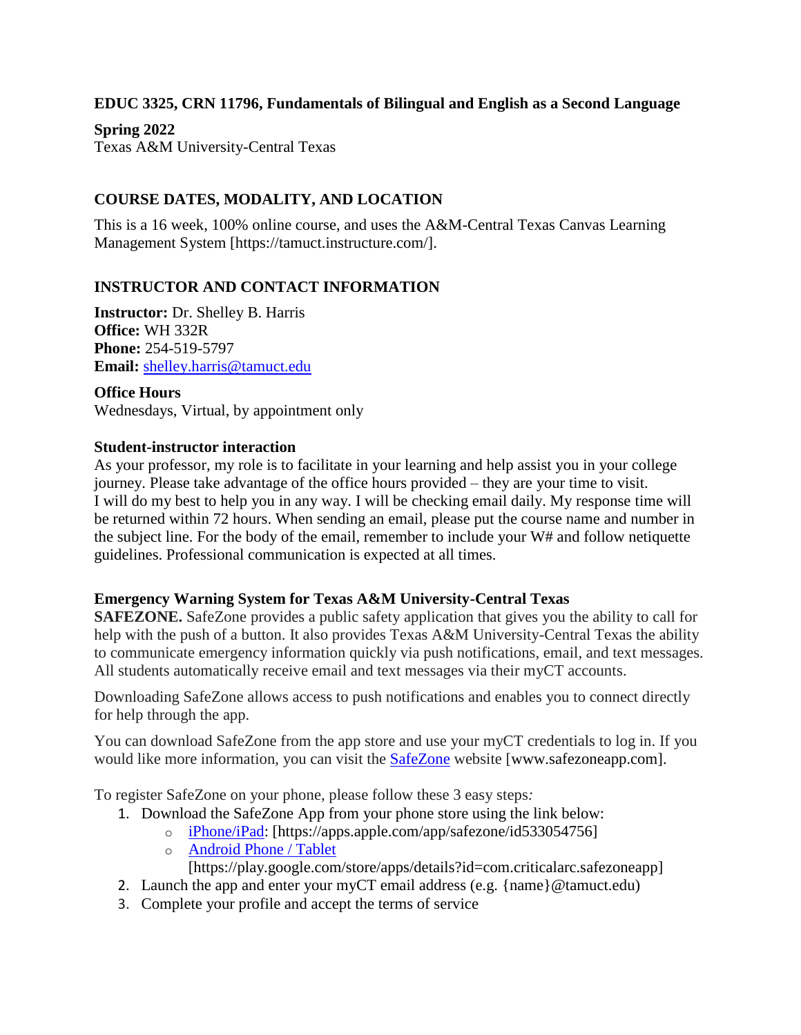**EDUC 3325, CRN 11796, Fundamentals of Bilingual and English as a Second Language**

**Spring 2022**
Texas A&M University-Central Texas

## COURSE DATES, MODALITY, AND LOCATION

This is a 16 week, 100% online course, and uses the A&M-Central Texas Canvas Learning Management System [https://tamuct.instructure.com/].

## INSTRUCTOR AND CONTACT INFORMATION

**Instructor:** Dr. Shelley B. Harris
**Office:** WH 332R
**Phone:** 254-519-5797
**Email:** shelley.harris@tamuct.edu

**Office Hours**
Wednesdays, Virtual, by appointment only

**Student-instructor interaction**
As your professor, my role is to facilitate in your learning and help assist you in your college journey. Please take advantage of the office hours provided – they are your time to visit. I will do my best to help you in any way. I will be checking email daily. My response time will be returned within 72 hours. When sending an email, please put the course name and number in the subject line. For the body of the email, remember to include your W# and follow netiquette guidelines. Professional communication is expected at all times.

**Emergency Warning System for Texas A&M University-Central Texas**
**SAFEZONE.** SafeZone provides a public safety application that gives you the ability to call for help with the push of a button. It also provides Texas A&M University-Central Texas the ability to communicate emergency information quickly via push notifications, email, and text messages. All students automatically receive email and text messages via their myCT accounts.

Downloading SafeZone allows access to push notifications and enables you to connect directly for help through the app.

You can download SafeZone from the app store and use your myCT credentials to log in. If you would like more information, you can visit the SafeZone website [www.safezoneapp.com].

To register SafeZone on your phone, please follow these 3 easy steps*:*

1. Download the SafeZone App from your phone store using the link below:
   - iPhone/iPad: [https://apps.apple.com/app/safezone/id533054756]
   - Android Phone / Tablet [https://play.google.com/store/apps/details?id=com.criticalarc.safezoneapp]
2. Launch the app and enter your myCT email address (e.g. {name}@tamuct.edu)
3. Complete your profile and accept the terms of service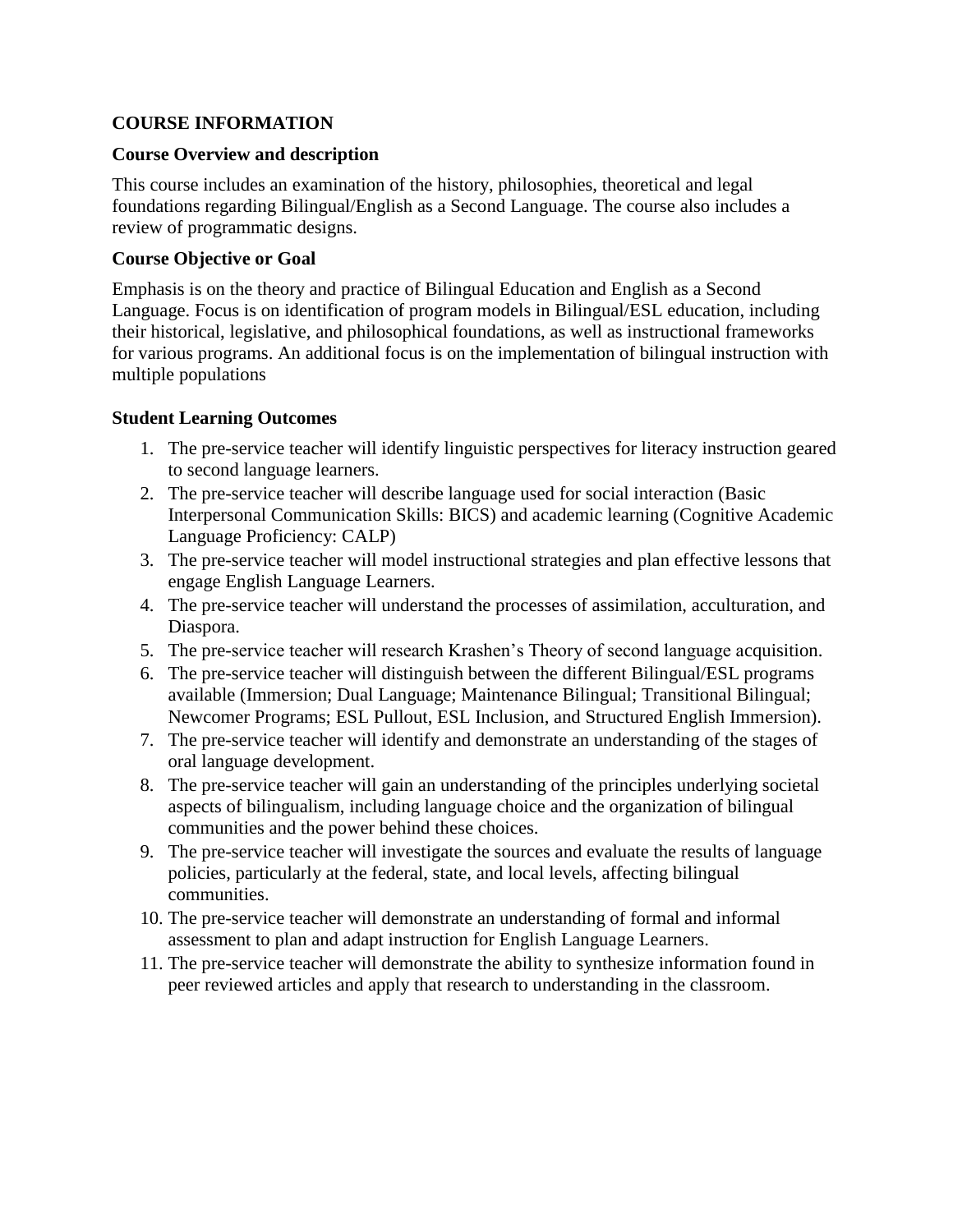## COURSE INFORMATION

### Course Overview and description

This course includes an examination of the history, philosophies, theoretical and legal foundations regarding Bilingual/English as a Second Language. The course also includes a review of programmatic designs.

### Course Objective or Goal

Emphasis is on the theory and practice of Bilingual Education and English as a Second Language. Focus is on identification of program models in Bilingual/ESL education, including their historical, legislative, and philosophical foundations, as well as instructional frameworks for various programs. An additional focus is on the implementation of bilingual instruction with multiple populations

### Student Learning Outcomes

1. The pre-service teacher will identify linguistic perspectives for literacy instruction geared to second language learners.
2. The pre-service teacher will describe language used for social interaction (Basic Interpersonal Communication Skills: BICS) and academic learning (Cognitive Academic Language Proficiency: CALP)
3. The pre-service teacher will model instructional strategies and plan effective lessons that engage English Language Learners.
4. The pre-service teacher will understand the processes of assimilation, acculturation, and Diaspora.
5. The pre-service teacher will research Krashen's Theory of second language acquisition.
6. The pre-service teacher will distinguish between the different Bilingual/ESL programs available (Immersion; Dual Language; Maintenance Bilingual; Transitional Bilingual; Newcomer Programs; ESL Pullout, ESL Inclusion, and Structured English Immersion).
7. The pre-service teacher will identify and demonstrate an understanding of the stages of oral language development.
8. The pre-service teacher will gain an understanding of the principles underlying societal aspects of bilingualism, including language choice and the organization of bilingual communities and the power behind these choices.
9. The pre-service teacher will investigate the sources and evaluate the results of language policies, particularly at the federal, state, and local levels, affecting bilingual communities.
10. The pre-service teacher will demonstrate an understanding of formal and informal assessment to plan and adapt instruction for English Language Learners.
11. The pre-service teacher will demonstrate the ability to synthesize information found in peer reviewed articles and apply that research to understanding in the classroom.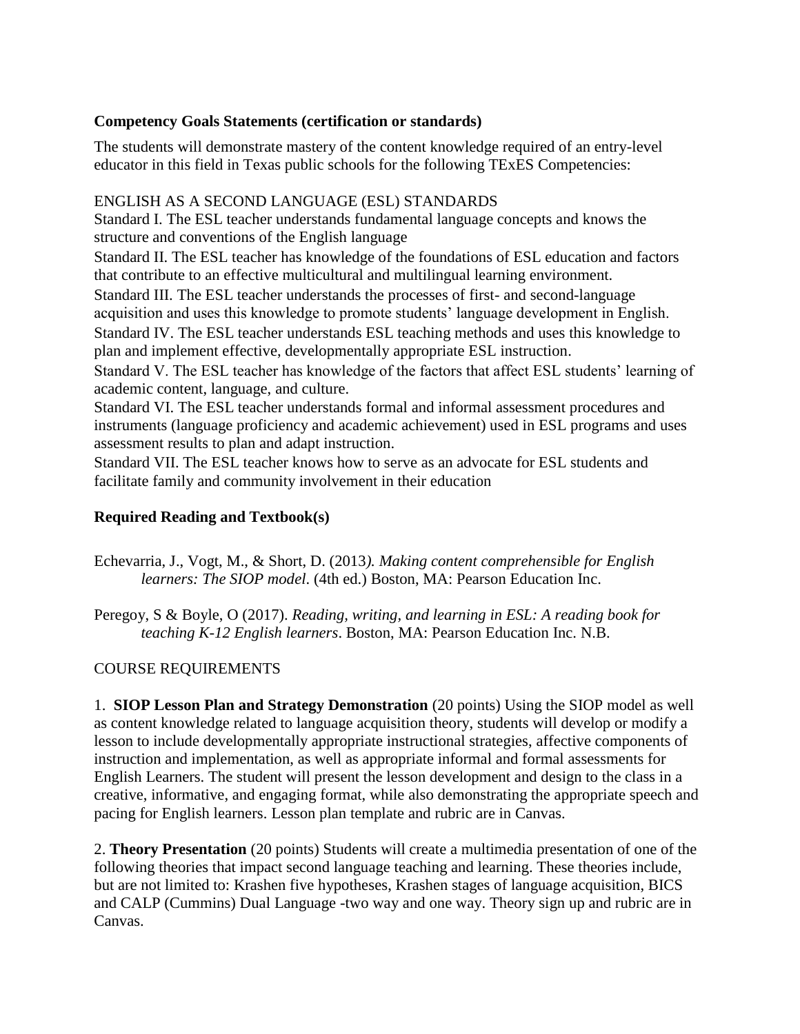**Competency Goals Statements (certification or standards)**

The students will demonstrate mastery of the content knowledge required of an entry-level educator in this field in Texas public schools for the following TExES Competencies:

ENGLISH AS A SECOND LANGUAGE (ESL) STANDARDS
Standard I. The ESL teacher understands fundamental language concepts and knows the structure and conventions of the English language
Standard II. The ESL teacher has knowledge of the foundations of ESL education and factors that contribute to an effective multicultural and multilingual learning environment.
Standard III. The ESL teacher understands the processes of first- and second-language acquisition and uses this knowledge to promote students' language development in English.
Standard IV. The ESL teacher understands ESL teaching methods and uses this knowledge to plan and implement effective, developmentally appropriate ESL instruction.
Standard V. The ESL teacher has knowledge of the factors that affect ESL students' learning of academic content, language, and culture.
Standard VI. The ESL teacher understands formal and informal assessment procedures and instruments (language proficiency and academic achievement) used in ESL programs and uses assessment results to plan and adapt instruction.
Standard VII. The ESL teacher knows how to serve as an advocate for ESL students and facilitate family and community involvement in their education

**Required Reading and Textbook(s)**

Echevarria, J., Vogt, M., & Short, D. (2013*). Making content comprehensible for English learners: The SIOP model*. (4th ed.) Boston, MA: Pearson Education Inc.

Peregoy, S & Boyle, O (2017). *Reading, writing, and learning in ESL: A reading book for teaching K-12 English learners*. Boston, MA: Pearson Education Inc. N.B.

COURSE REQUIREMENTS

1. **SIOP Lesson Plan and Strategy Demonstration** (20 points) Using the SIOP model as well as content knowledge related to language acquisition theory, students will develop or modify a lesson to include developmentally appropriate instructional strategies, affective components of instruction and implementation, as well as appropriate informal and formal assessments for English Learners. The student will present the lesson development and design to the class in a creative, informative, and engaging format, while also demonstrating the appropriate speech and pacing for English learners. Lesson plan template and rubric are in Canvas.

2. **Theory Presentation** (20 points) Students will create a multimedia presentation of one of the following theories that impact second language teaching and learning. These theories include, but are not limited to: Krashen five hypotheses, Krashen stages of language acquisition, BICS and CALP (Cummins) Dual Language -two way and one way. Theory sign up and rubric are in Canvas.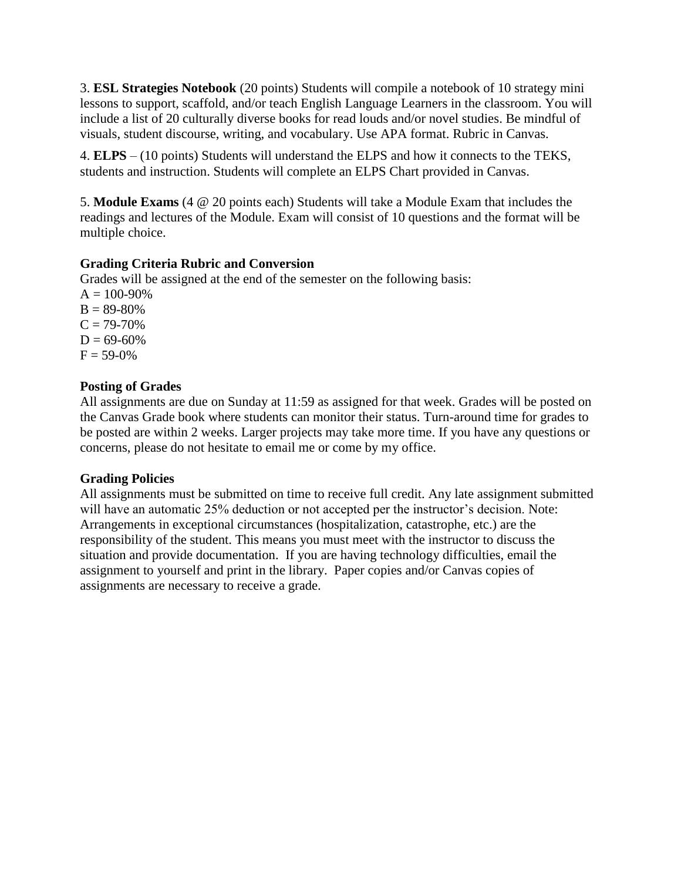3. **ESL Strategies Notebook** (20 points) Students will compile a notebook of 10 strategy mini lessons to support, scaffold, and/or teach English Language Learners in the classroom. You will include a list of 20 culturally diverse books for read louds and/or novel studies. Be mindful of visuals, student discourse, writing, and vocabulary. Use APA format. Rubric in Canvas.

4. **ELPS** – (10 points) Students will understand the ELPS and how it connects to the TEKS, students and instruction. Students will complete an ELPS Chart provided in Canvas.

5. **Module Exams** (4 @ 20 points each) Students will take a Module Exam that includes the readings and lectures of the Module. Exam will consist of 10 questions and the format will be multiple choice.

**Grading Criteria Rubric and Conversion**

Grades will be assigned at the end of the semester on the following basis:

A = 100-90%
B = 89-80%
C = 79-70%
D = 69-60%
F = 59-0%

**Posting of Grades**

All assignments are due on Sunday at 11:59 as assigned for that week. Grades will be posted on the Canvas Grade book where students can monitor their status. Turn-around time for grades to be posted are within 2 weeks. Larger projects may take more time. If you have any questions or concerns, please do not hesitate to email me or come by my office.

**Grading Policies**

All assignments must be submitted on time to receive full credit. Any late assignment submitted will have an automatic 25% deduction or not accepted per the instructor's decision. Note: Arrangements in exceptional circumstances (hospitalization, catastrophe, etc.) are the responsibility of the student. This means you must meet with the instructor to discuss the situation and provide documentation. If you are having technology difficulties, email the assignment to yourself and print in the library. Paper copies and/or Canvas copies of assignments are necessary to receive a grade.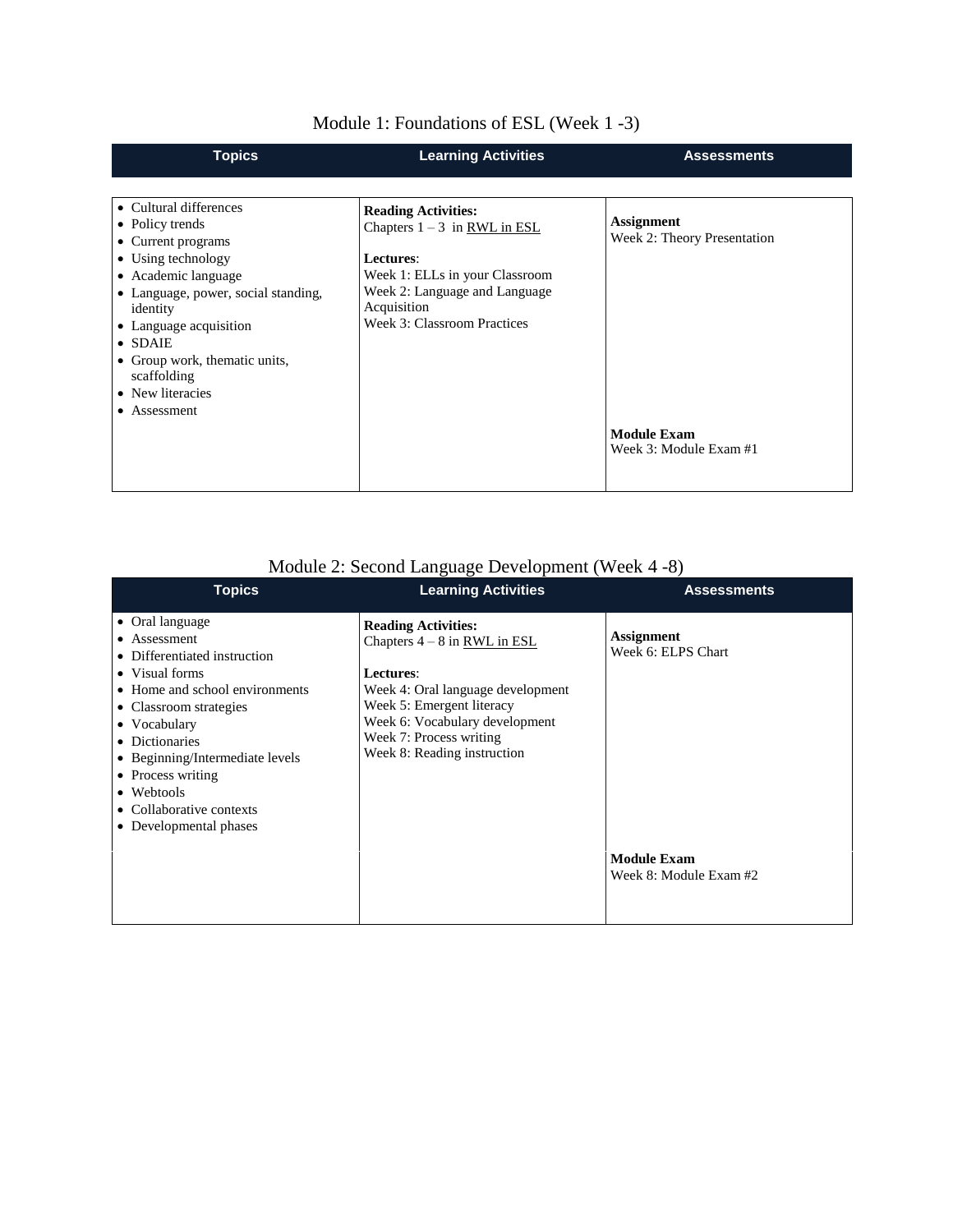## Module 1: Foundations of ESL (Week 1 -3)

| Topics | Learning Activities | Assessments |
|---|---|---|
| • Cultural differences<br>• Policy trends<br>• Current programs<br>• Using technology<br>• Academic language<br>• Language, power, social standing, identity<br>• Language acquisition<br>• SDAIE<br>• Group work, thematic units, scaffolding<br>• New literacies<br>• Assessment | **Reading Activities:**<br>Chapters 1 – 3 in RWL in ESL<br><br>**Lectures**:<br>Week 1: ELLs in your Classroom<br>Week 2: Language and Language Acquisition<br>Week 3: Classroom Practices | **Assignment**<br>Week 2: Theory Presentation<br><br>**Module Exam**<br>Week 3: Module Exam #1 |

## Module 2: Second Language Development (Week 4 -8)

| Topics | Learning Activities | Assessments |
|---|---|---|
| • Oral language<br>• Assessment<br>• Differentiated instruction<br>• Visual forms<br>• Home and school environments<br>• Classroom strategies<br>• Vocabulary<br>• Dictionaries<br>• Beginning/Intermediate levels<br>• Process writing<br>• Webtools<br>• Collaborative contexts<br>• Developmental phases | **Reading Activities:**<br>Chapters 4 – 8 in RWL in ESL<br><br>**Lectures**:<br>Week 4: Oral language development<br>Week 5: Emergent literacy<br>Week 6: Vocabulary development<br>Week 7: Process writing<br>Week 8: Reading instruction | **Assignment**<br>Week 6: ELPS Chart<br><br>**Module Exam**<br>Week 8: Module Exam #2 |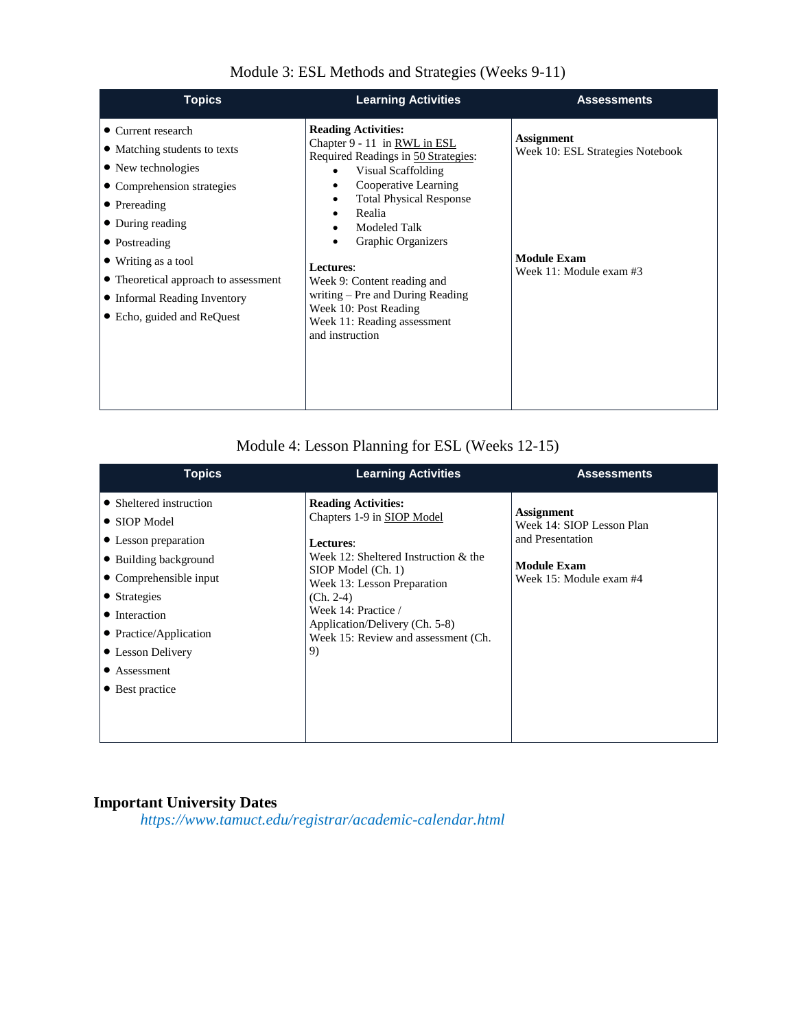## Module 3: ESL Methods and Strategies (Weeks 9-11)

| Topics | Learning Activities | Assessments |
|---|---|---|
| • Current research<br>• Matching students to texts<br>• New technologies<br>• Comprehension strategies<br>• Prereading<br>• During reading<br>• Postreading<br>• Writing as a tool<br>• Theoretical approach to assessment<br>• Informal Reading Inventory<br>• Echo, guided and ReQuest | **Reading Activities:**<br>Chapter 9 - 11 in RWL in ESL<br>Required Readings in 50 Strategies:<br>• Visual Scaffolding<br>• Cooperative Learning<br>• Total Physical Response<br>• Realia<br>• Modeled Talk<br>• Graphic Organizers<br><br>**Lectures**:<br>Week 9: Content reading and writing – Pre and During Reading<br>Week 10: Post Reading<br>Week 11: Reading assessment and instruction | **Assignment**<br>Week 10: ESL Strategies Notebook<br><br>**Module Exam**<br>Week 11: Module exam #3 |

## Module 4: Lesson Planning for ESL (Weeks 12-15)

| Topics | Learning Activities | Assessments |
|---|---|---|
| • Sheltered instruction<br>• SIOP Model<br>• Lesson preparation<br>• Building background<br>• Comprehensible input<br>• Strategies<br>• Interaction<br>• Practice/Application<br>• Lesson Delivery<br>• Assessment<br>• Best practice | **Reading Activities:**<br>Chapters 1-9 in SIOP Model<br><br>**Lectures**:<br>Week 12: Sheltered Instruction & the SIOP Model (Ch. 1)<br>Week 13: Lesson Preparation (Ch. 2-4)<br>Week 14: Practice / Application/Delivery (Ch. 5-8)<br>Week 15: Review and assessment (Ch. 9) | **Assignment**<br>Week 14: SIOP Lesson Plan and Presentation<br><br>**Module Exam**<br>Week 15: Module exam #4 |

## Important University Dates

*https://www.tamuct.edu/registrar/academic-calendar.html*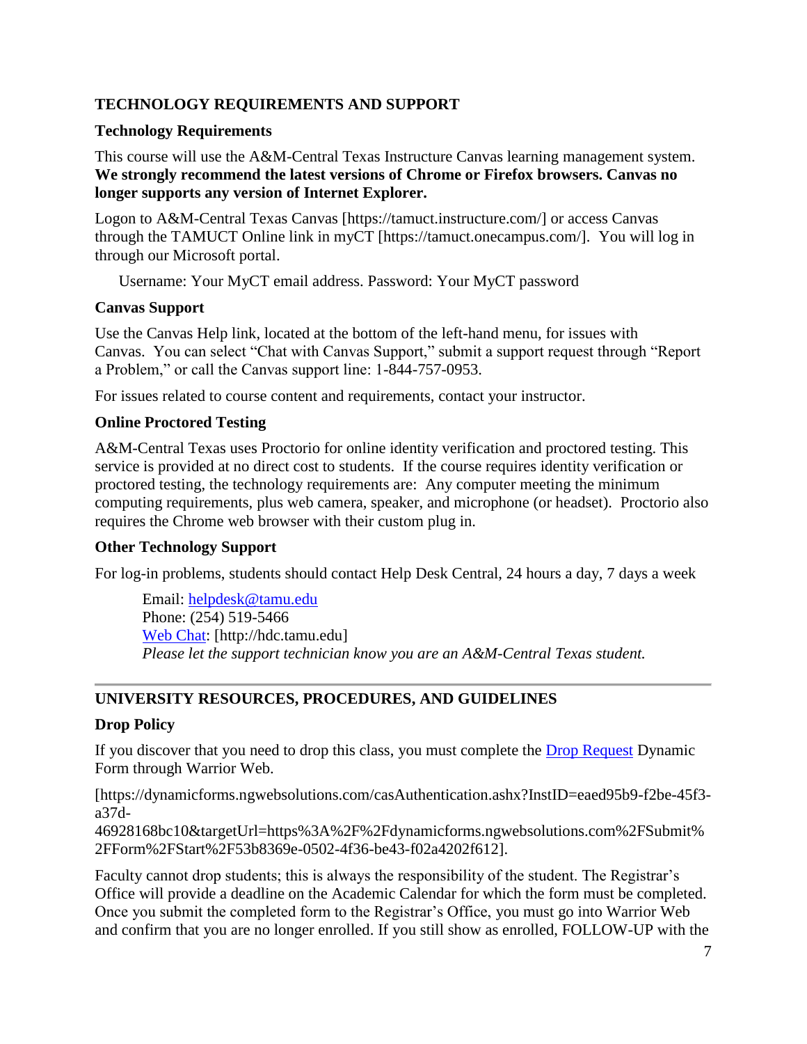## TECHNOLOGY REQUIREMENTS AND SUPPORT

### Technology Requirements

This course will use the A&M-Central Texas Instructure Canvas learning management system. **We strongly recommend the latest versions of Chrome or Firefox browsers. Canvas no longer supports any version of Internet Explorer.**

Logon to A&M-Central Texas Canvas [https://tamuct.instructure.com/] or access Canvas through the TAMUCT Online link in myCT [https://tamuct.onecampus.com/]. You will log in through our Microsoft portal.

Username: Your MyCT email address. Password: Your MyCT password

### Canvas Support

Use the Canvas Help link, located at the bottom of the left-hand menu, for issues with Canvas. You can select "Chat with Canvas Support," submit a support request through "Report a Problem," or call the Canvas support line: 1-844-757-0953.

For issues related to course content and requirements, contact your instructor.

### Online Proctored Testing

A&M-Central Texas uses Proctorio for online identity verification and proctored testing. This service is provided at no direct cost to students. If the course requires identity verification or proctored testing, the technology requirements are: Any computer meeting the minimum computing requirements, plus web camera, speaker, and microphone (or headset). Proctorio also requires the Chrome web browser with their custom plug in.

### Other Technology Support

For log-in problems, students should contact Help Desk Central, 24 hours a day, 7 days a week

Email: helpdesk@tamu.edu
Phone: (254) 519-5466
Web Chat: [http://hdc.tamu.edu]
*Please let the support technician know you are an A&M-Central Texas student.*

---

## UNIVERSITY RESOURCES, PROCEDURES, AND GUIDELINES

### Drop Policy

If you discover that you need to drop this class, you must complete the Drop Request Dynamic Form through Warrior Web.

[https://dynamicforms.ngwebsolutions.com/casAuthentication.ashx?InstID=eaed95b9-f2be-45f3-a37d-46928168bc10&targetUrl=https%3A%2F%2Fdynamicforms.ngwebsolutions.com%2FSubmit%2FForm%2FStart%2F53b8369e-0502-4f36-be43-f02a4202f612].

Faculty cannot drop students; this is always the responsibility of the student. The Registrar's Office will provide a deadline on the Academic Calendar for which the form must be completed. Once you submit the completed form to the Registrar's Office, you must go into Warrior Web and confirm that you are no longer enrolled. If you still show as enrolled, FOLLOW-UP with the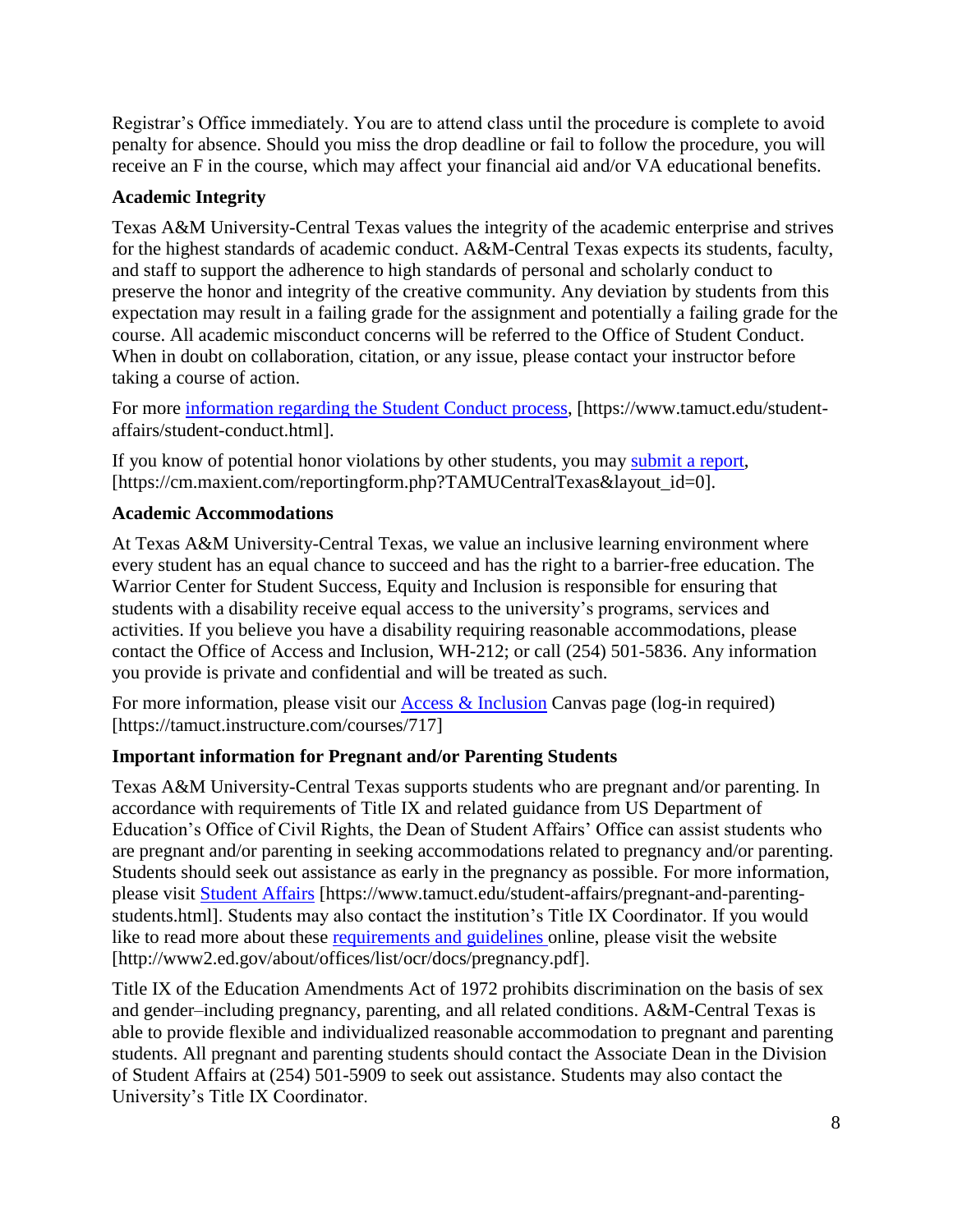Registrar's Office immediately. You are to attend class until the procedure is complete to avoid penalty for absence. Should you miss the drop deadline or fail to follow the procedure, you will receive an F in the course, which may affect your financial aid and/or VA educational benefits.

### Academic Integrity

Texas A&M University-Central Texas values the integrity of the academic enterprise and strives for the highest standards of academic conduct. A&M-Central Texas expects its students, faculty, and staff to support the adherence to high standards of personal and scholarly conduct to preserve the honor and integrity of the creative community. Any deviation by students from this expectation may result in a failing grade for the assignment and potentially a failing grade for the course. All academic misconduct concerns will be referred to the Office of Student Conduct. When in doubt on collaboration, citation, or any issue, please contact your instructor before taking a course of action.

For more information regarding the Student Conduct process, [https://www.tamuct.edu/student-affairs/student-conduct.html].

If you know of potential honor violations by other students, you may submit a report, [https://cm.maxient.com/reportingform.php?TAMUCentralTexas&layout_id=0].

### Academic Accommodations

At Texas A&M University-Central Texas, we value an inclusive learning environment where every student has an equal chance to succeed and has the right to a barrier-free education. The Warrior Center for Student Success, Equity and Inclusion is responsible for ensuring that students with a disability receive equal access to the university's programs, services and activities. If you believe you have a disability requiring reasonable accommodations, please contact the Office of Access and Inclusion, WH-212; or call (254) 501-5836. Any information you provide is private and confidential and will be treated as such.

For more information, please visit our Access & Inclusion Canvas page (log-in required) [https://tamuct.instructure.com/courses/717]

### Important information for Pregnant and/or Parenting Students

Texas A&M University-Central Texas supports students who are pregnant and/or parenting. In accordance with requirements of Title IX and related guidance from US Department of Education's Office of Civil Rights, the Dean of Student Affairs' Office can assist students who are pregnant and/or parenting in seeking accommodations related to pregnancy and/or parenting. Students should seek out assistance as early in the pregnancy as possible. For more information, please visit Student Affairs [https://www.tamuct.edu/student-affairs/pregnant-and-parenting-students.html]. Students may also contact the institution's Title IX Coordinator. If you would like to read more about these requirements and guidelines online, please visit the website [http://www2.ed.gov/about/offices/list/ocr/docs/pregnancy.pdf].

Title IX of the Education Amendments Act of 1972 prohibits discrimination on the basis of sex and gender–including pregnancy, parenting, and all related conditions. A&M-Central Texas is able to provide flexible and individualized reasonable accommodation to pregnant and parenting students. All pregnant and parenting students should contact the Associate Dean in the Division of Student Affairs at (254) 501-5909 to seek out assistance. Students may also contact the University's Title IX Coordinator.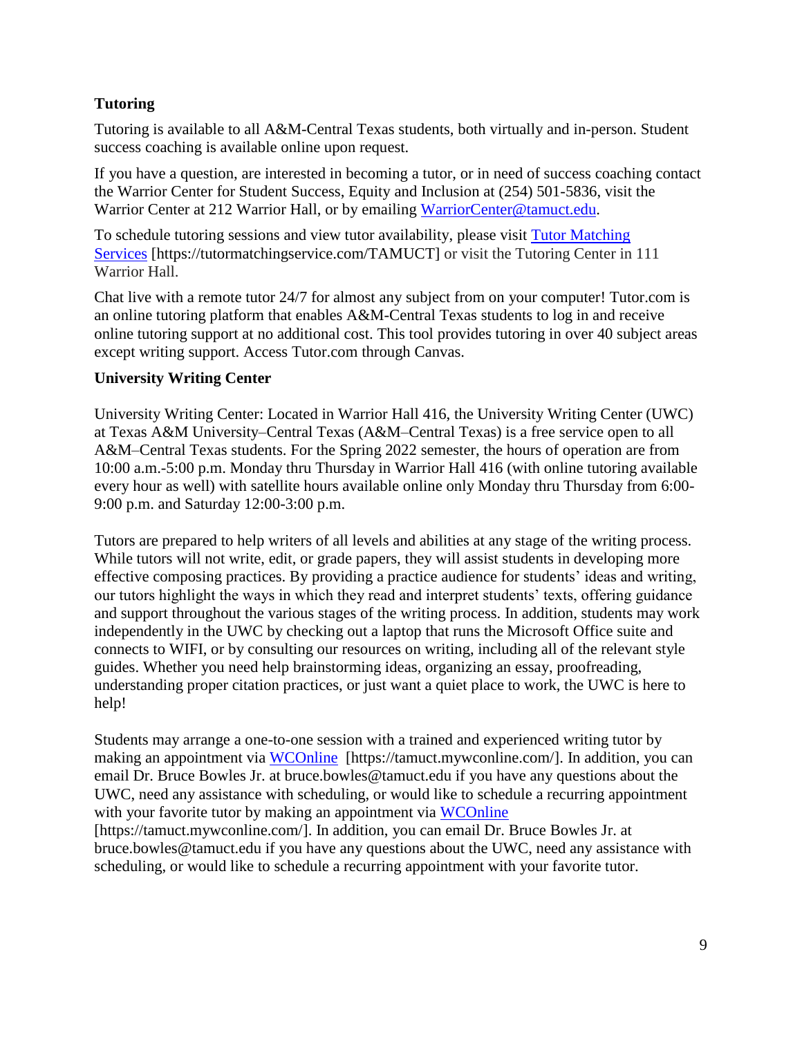### Tutoring

Tutoring is available to all A&M-Central Texas students, both virtually and in-person. Student success coaching is available online upon request.

If you have a question, are interested in becoming a tutor, or in need of success coaching contact the Warrior Center for Student Success, Equity and Inclusion at (254) 501-5836, visit the Warrior Center at 212 Warrior Hall, or by emailing WarriorCenter@tamuct.edu.

To schedule tutoring sessions and view tutor availability, please visit Tutor Matching Services [https://tutormatchingservice.com/TAMUCT] or visit the Tutoring Center in 111 Warrior Hall.

Chat live with a remote tutor 24/7 for almost any subject from on your computer! Tutor.com is an online tutoring platform that enables A&M-Central Texas students to log in and receive online tutoring support at no additional cost. This tool provides tutoring in over 40 subject areas except writing support. Access Tutor.com through Canvas.

### University Writing Center

University Writing Center: Located in Warrior Hall 416, the University Writing Center (UWC) at Texas A&M University–Central Texas (A&M–Central Texas) is a free service open to all A&M–Central Texas students. For the Spring 2022 semester, the hours of operation are from 10:00 a.m.-5:00 p.m. Monday thru Thursday in Warrior Hall 416 (with online tutoring available every hour as well) with satellite hours available online only Monday thru Thursday from 6:00-9:00 p.m. and Saturday 12:00-3:00 p.m.

Tutors are prepared to help writers of all levels and abilities at any stage of the writing process. While tutors will not write, edit, or grade papers, they will assist students in developing more effective composing practices. By providing a practice audience for students' ideas and writing, our tutors highlight the ways in which they read and interpret students' texts, offering guidance and support throughout the various stages of the writing process. In addition, students may work independently in the UWC by checking out a laptop that runs the Microsoft Office suite and connects to WIFI, or by consulting our resources on writing, including all of the relevant style guides. Whether you need help brainstorming ideas, organizing an essay, proofreading, understanding proper citation practices, or just want a quiet place to work, the UWC is here to help!

Students may arrange a one-to-one session with a trained and experienced writing tutor by making an appointment via WCOnline [https://tamuct.mywconline.com/]. In addition, you can email Dr. Bruce Bowles Jr. at bruce.bowles@tamuct.edu if you have any questions about the UWC, need any assistance with scheduling, or would like to schedule a recurring appointment with your favorite tutor by making an appointment via WCOnline [https://tamuct.mywconline.com/]. In addition, you can email Dr. Bruce Bowles Jr. at bruce.bowles@tamuct.edu if you have any questions about the UWC, need any assistance with scheduling, or would like to schedule a recurring appointment with your favorite tutor.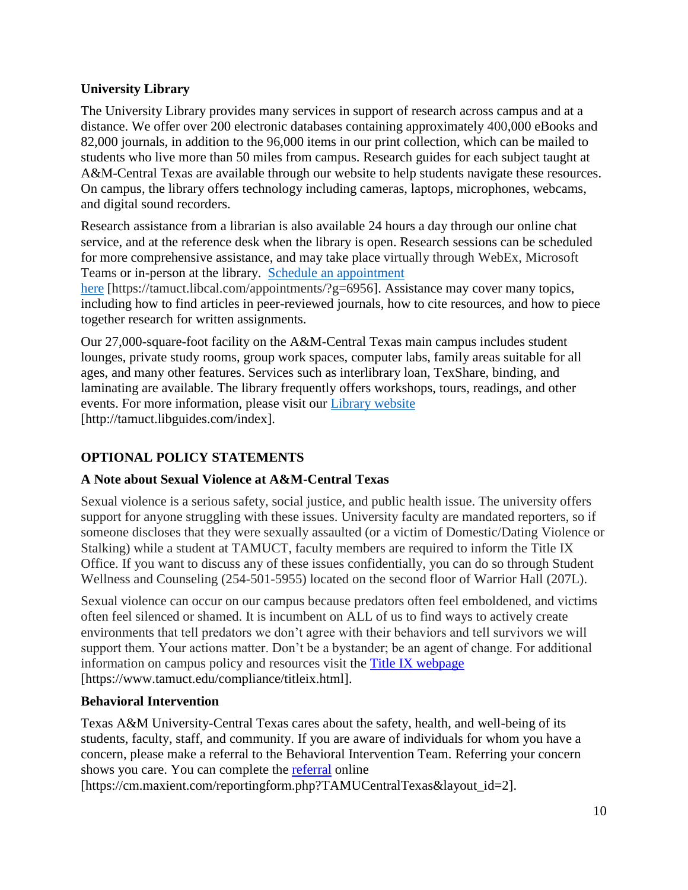### University Library

The University Library provides many services in support of research across campus and at a distance. We offer over 200 electronic databases containing approximately 400,000 eBooks and 82,000 journals, in addition to the 96,000 items in our print collection, which can be mailed to students who live more than 50 miles from campus. Research guides for each subject taught at A&M-Central Texas are available through our website to help students navigate these resources. On campus, the library offers technology including cameras, laptops, microphones, webcams, and digital sound recorders.

Research assistance from a librarian is also available 24 hours a day through our online chat service, and at the reference desk when the library is open. Research sessions can be scheduled for more comprehensive assistance, and may take place virtually through WebEx, Microsoft Teams or in-person at the library. [Schedule an appointment here](https://tamuct.libcal.com/appointments/?g=6956) [https://tamuct.libcal.com/appointments/?g=6956]. Assistance may cover many topics, including how to find articles in peer-reviewed journals, how to cite resources, and how to piece together research for written assignments.

Our 27,000-square-foot facility on the A&M-Central Texas main campus includes student lounges, private study rooms, group work spaces, computer labs, family areas suitable for all ages, and many other features. Services such as interlibrary loan, TexShare, binding, and laminating are available. The library frequently offers workshops, tours, readings, and other events. For more information, please visit our [Library website](http://tamuct.libguides.com/index) [http://tamuct.libguides.com/index].

## OPTIONAL POLICY STATEMENTS

### A Note about Sexual Violence at A&M-Central Texas

Sexual violence is a serious safety, social justice, and public health issue. The university offers support for anyone struggling with these issues. University faculty are mandated reporters, so if someone discloses that they were sexually assaulted (or a victim of Domestic/Dating Violence or Stalking) while a student at TAMUCT, faculty members are required to inform the Title IX Office. If you want to discuss any of these issues confidentially, you can do so through Student Wellness and Counseling (254-501-5955) located on the second floor of Warrior Hall (207L).

Sexual violence can occur on our campus because predators often feel emboldened, and victims often feel silenced or shamed. It is incumbent on ALL of us to find ways to actively create environments that tell predators we don't agree with their behaviors and tell survivors we will support them. Your actions matter. Don't be a bystander; be an agent of change. For additional information on campus policy and resources visit the [Title IX webpage](https://www.tamuct.edu/compliance/titleix.html) [https://www.tamuct.edu/compliance/titleix.html].

### Behavioral Intervention

Texas A&M University-Central Texas cares about the safety, health, and well-being of its students, faculty, staff, and community. If you are aware of individuals for whom you have a concern, please make a referral to the Behavioral Intervention Team. Referring your concern shows you care. You can complete the [referral](https://cm.maxient.com/reportingform.php?TAMUCentralTexas&layout_id=2) online [https://cm.maxient.com/reportingform.php?TAMUCentralTexas&layout_id=2].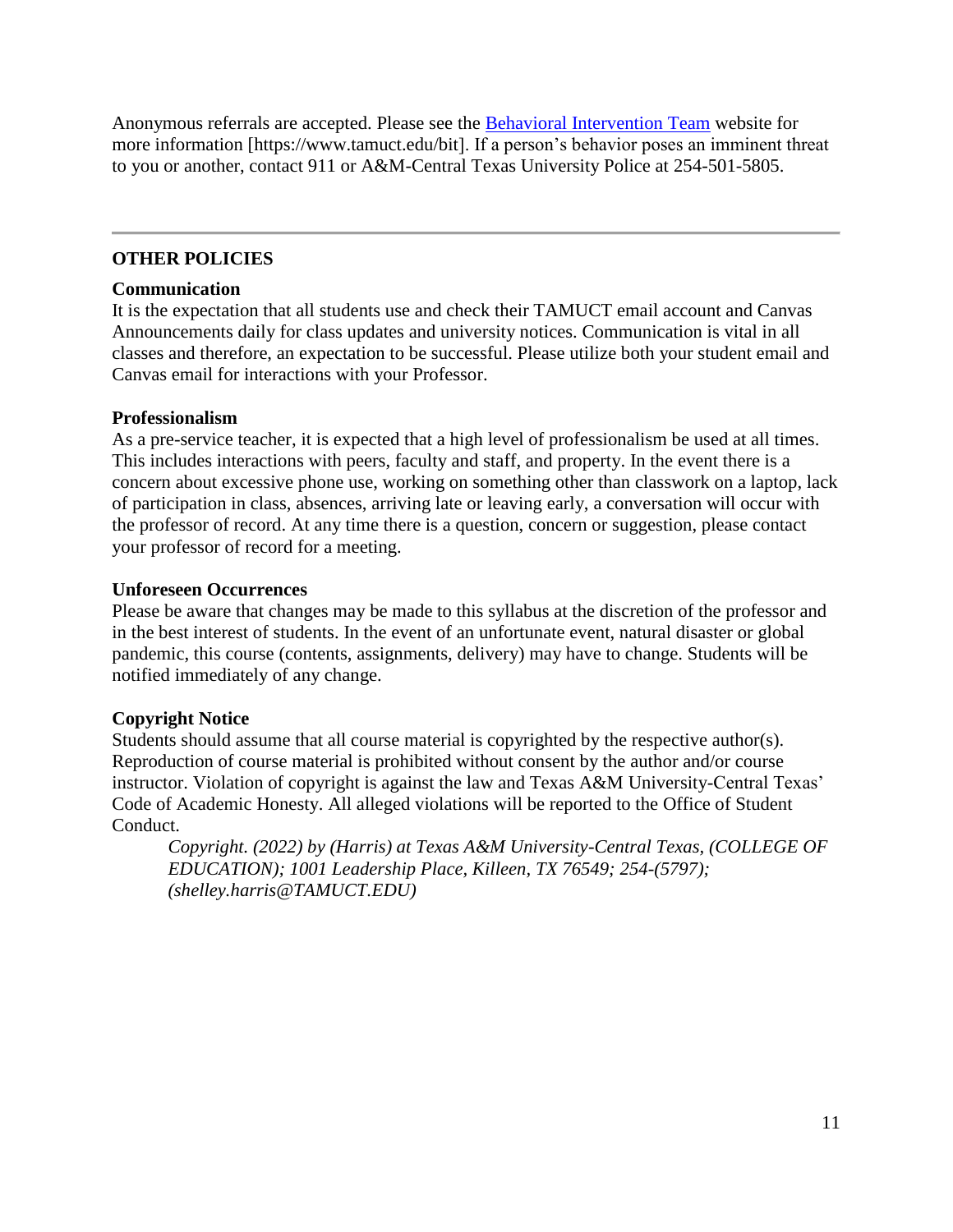Anonymous referrals are accepted. Please see the [Behavioral Intervention Team](https://www.tamuct.edu/bit) website for more information [https://www.tamuct.edu/bit]. If a person's behavior poses an imminent threat to you or another, contact 911 or A&M-Central Texas University Police at 254-501-5805.

---

## OTHER POLICIES

### Communication

It is the expectation that all students use and check their TAMUCT email account and Canvas Announcements daily for class updates and university notices. Communication is vital in all classes and therefore, an expectation to be successful. Please utilize both your student email and Canvas email for interactions with your Professor.

### Professionalism

As a pre-service teacher, it is expected that a high level of professionalism be used at all times. This includes interactions with peers, faculty and staff, and property. In the event there is a concern about excessive phone use, working on something other than classwork on a laptop, lack of participation in class, absences, arriving late or leaving early, a conversation will occur with the professor of record. At any time there is a question, concern or suggestion, please contact your professor of record for a meeting.

### Unforeseen Occurrences

Please be aware that changes may be made to this syllabus at the discretion of the professor and in the best interest of students. In the event of an unfortunate event, natural disaster or global pandemic, this course (contents, assignments, delivery) may have to change. Students will be notified immediately of any change.

### Copyright Notice

Students should assume that all course material is copyrighted by the respective author(s). Reproduction of course material is prohibited without consent by the author and/or course instructor. Violation of copyright is against the law and Texas A&M University-Central Texas' Code of Academic Honesty. All alleged violations will be reported to the Office of Student Conduct.

> *Copyright. (2022) by (Harris) at Texas A&M University-Central Texas, (COLLEGE OF EDUCATION); 1001 Leadership Place, Killeen, TX 76549; 254-(5797); (shelley.harris@TAMUCT.EDU)*